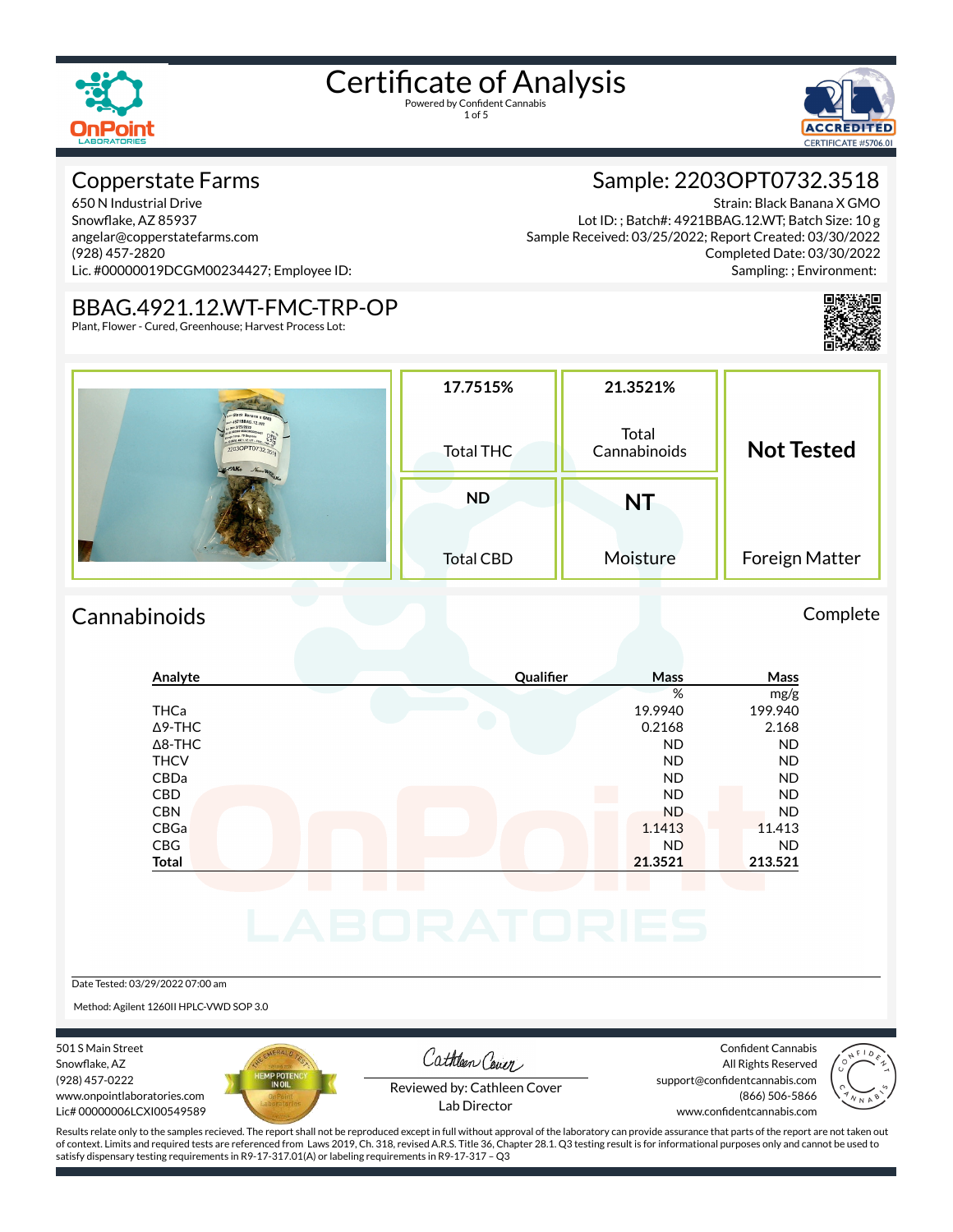# Certificate of Analysis

Powered by Confident Cannabis

## Copperstate Farms

650 N Industrial Drive
Snowflake, AZ 85937
angelar@copperstatefarms.com
(928) 457-2820
Lic. #00000019DCGM00234427; Employee ID:

## Sample: 2203OPT0732.3518

Strain: Black Banana X GMO
Lot ID: ; Batch#: 4921BBAG.12.WT; Batch Size: 10 g
Sample Received: 03/25/2022; Report Created: 03/30/2022
Completed Date: 03/30/2022
Sampling: ; Environment:

## BBAG.4921.12.WT-FMC-TRP-OP

Plant, Flower - Cured, Greenhouse; Harvest Process Lot:

| Total THC | Total Cannabinoids | Foreign Matter |
|---|---|---|
| 17.7515% | 21.3521% | Not Tested |

| Total CBD | Moisture |
|---|---|
| ND | NT |

## Cannabinoids

Complete

| Analyte | Qualifier | Mass % | Mass mg/g |
|---|---|---|---|
| THCa | | 19.9940 | 199.940 |
| Δ9-THC | | 0.2168 | 2.168 |
| Δ8-THC | | ND | ND |
| THCV | | ND | ND |
| CBDa | | ND | ND |
| CBD | | ND | ND |
| CBN | | ND | ND |
| CBGa | | 1.1413 | 11.413 |
| CBG | | ND | ND |
| **Total** | | **21.3521** | **213.521** |

Date Tested: 03/29/2022 07:00 am

Method: Agilent 1260II HPLC-VWD SOP 3.0

501 S Main Street
Snowflake, AZ
(928) 457-0222
www.onpointlaboratories.com
Lic# 00000006LCXI00549589

Reviewed by: Cathleen Cover
Lab Director

Confident Cannabis
All Rights Reserved
support@confidentcannabis.com
(866) 506-5866
www.confidentcannabis.com

Results relate only to the samples recieved. The report shall not be reproduced except in full without approval of the laboratory can provide assurance that parts of the report are not taken out of context. Limits and required tests are referenced from Laws 2019, Ch. 318, revised A.R.S. Title 36, Chapter 28.1. Q3 testing result is for informational purposes only and cannot be used to satisfy dispensary testing requirements in R9-17-317.01(A) or labeling requirements in R9-17-317 – Q3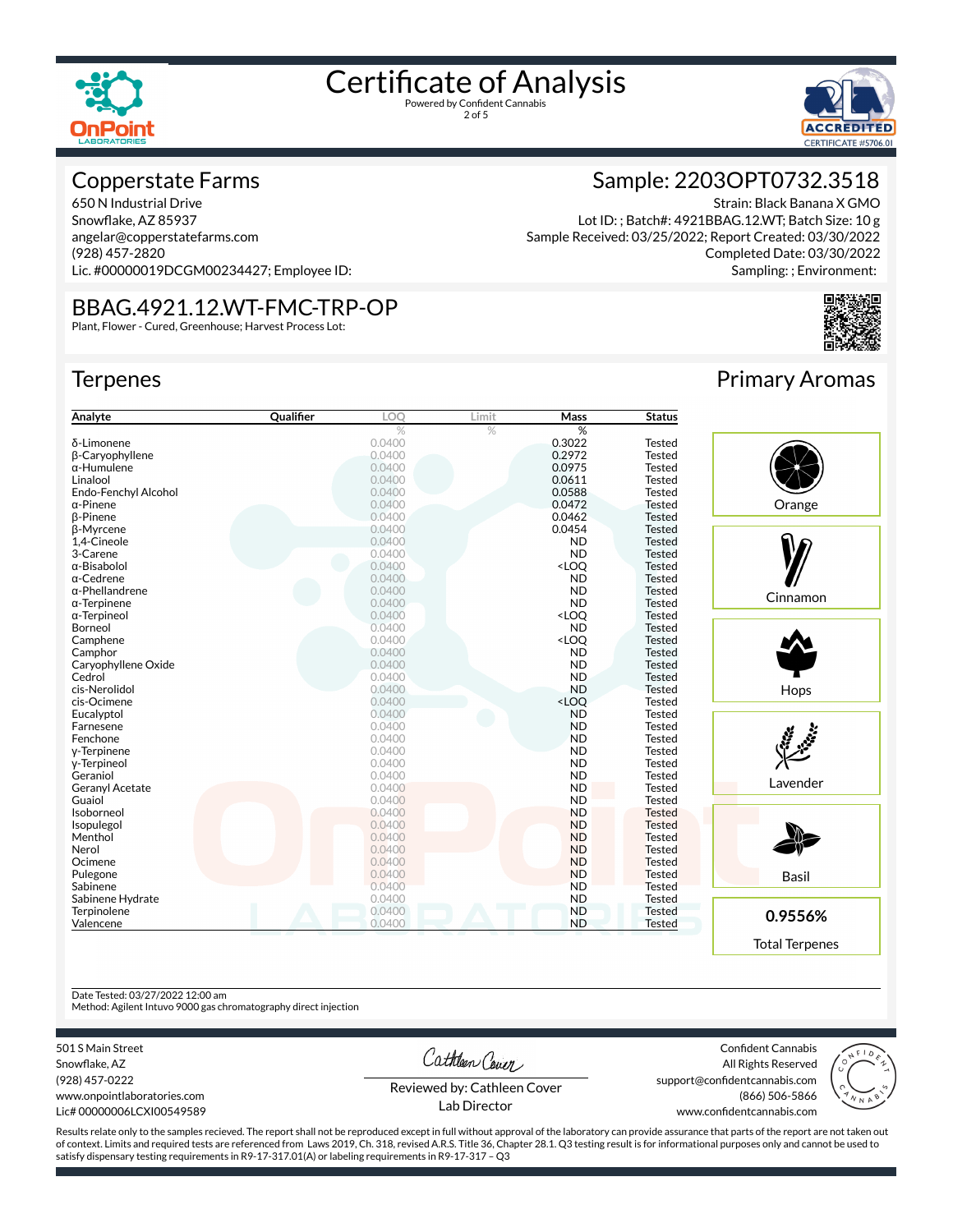# Certificate of Analysis

Powered by Confident Cannabis

## Copperstate Farms

650 N Industrial Drive
Snowflake, AZ 85937
angelar@copperstatefarms.com
(928) 457-2820
Lic. #00000019DCGM00234427; Employee ID:

## Sample: 2203OPT0732.3518

Strain: Black Banana X GMO
Lot ID: ; Batch#: 4921BBAG.12.WT; Batch Size: 10 g
Sample Received: 03/25/2022; Report Created: 03/30/2022
Completed Date: 03/30/2022
Sampling: ; Environment:

## BBAG.4921.12.WT-FMC-TRP-OP

Plant, Flower - Cured, Greenhouse; Harvest Process Lot:

## Terpenes

| Analyte | Qualifier | LOQ | Limit | Mass | Status |
|---|---|---|---|---|---|
| | | % | % | % | |
| δ-Limonene | | 0.0400 | | 0.3022 | Tested |
| β-Caryophyllene | | 0.0400 | | 0.2972 | Tested |
| α-Humulene | | 0.0400 | | 0.0975 | Tested |
| Linalool | | 0.0400 | | 0.0611 | Tested |
| Endo-Fenchyl Alcohol | | 0.0400 | | 0.0588 | Tested |
| α-Pinene | | 0.0400 | | 0.0472 | Tested |
| β-Pinene | | 0.0400 | | 0.0462 | Tested |
| β-Myrcene | | 0.0400 | | 0.0454 | Tested |
| 1,4-Cineole | | 0.0400 | | ND | Tested |
| 3-Carene | | 0.0400 | | ND | Tested |
| α-Bisabolol | | 0.0400 | | <LOQ | Tested |
| α-Cedrene | | 0.0400 | | ND | Tested |
| α-Phellandrene | | 0.0400 | | ND | Tested |
| α-Terpinene | | 0.0400 | | ND | Tested |
| α-Terpineol | | 0.0400 | | <LOQ | Tested |
| Borneol | | 0.0400 | | ND | Tested |
| Camphene | | 0.0400 | | <LOQ | Tested |
| Camphor | | 0.0400 | | ND | Tested |
| Caryophyllene Oxide | | 0.0400 | | ND | Tested |
| Cedrol | | 0.0400 | | ND | Tested |
| cis-Nerolidol | | 0.0400 | | ND | Tested |
| cis-Ocimene | | 0.0400 | | <LOQ | Tested |
| Eucalyptol | | 0.0400 | | ND | Tested |
| Farnesene | | 0.0400 | | ND | Tested |
| Fenchone | | 0.0400 | | ND | Tested |
| γ-Terpinene | | 0.0400 | | ND | Tested |
| γ-Terpineol | | 0.0400 | | ND | Tested |
| Geraniol | | 0.0400 | | ND | Tested |
| Geranyl Acetate | | 0.0400 | | ND | Tested |
| Guaiol | | 0.0400 | | ND | Tested |
| Isoborneol | | 0.0400 | | ND | Tested |
| Isopulegol | | 0.0400 | | ND | Tested |
| Menthol | | 0.0400 | | ND | Tested |
| Nerol | | 0.0400 | | ND | Tested |
| Ocimene | | 0.0400 | | ND | Tested |
| Pulegone | | 0.0400 | | ND | Tested |
| Sabinene | | 0.0400 | | ND | Tested |
| Sabinene Hydrate | | 0.0400 | | ND | Tested |
| Terpinolene | | 0.0400 | | ND | Tested |
| Valencene | | 0.0400 | | ND | Tested |

## Primary Aromas

- Orange
- Cinnamon
- Hops
- Lavender
- Basil

**0.9556%**

Total Terpenes

Date Tested: 03/27/2022 12:00 am
Method: Agilent Intuvo 9000 gas chromatography direct injection

501 S Main Street
Snowflake, AZ
(928) 457-0222
www.onpointlaboratories.com
Lic# 00000006LCXI00549589

Reviewed by: Cathleen Cover
Lab Director

Confident Cannabis
All Rights Reserved
support@confidentcannabis.com
(866) 506-5866
www.confidentcannabis.com

Results relate only to the samples recieved. The report shall not be reproduced except in full without approval of the laboratory can provide assurance that parts of the report are not taken out of context. Limits and required tests are referenced from Laws 2019, Ch. 318, revised A.R.S. Title 36, Chapter 28.1. Q3 testing result is for informational purposes only and cannot be used to satisfy dispensary testing requirements in R9-17-317.01(A) or labeling requirements in R9-17-317 – Q3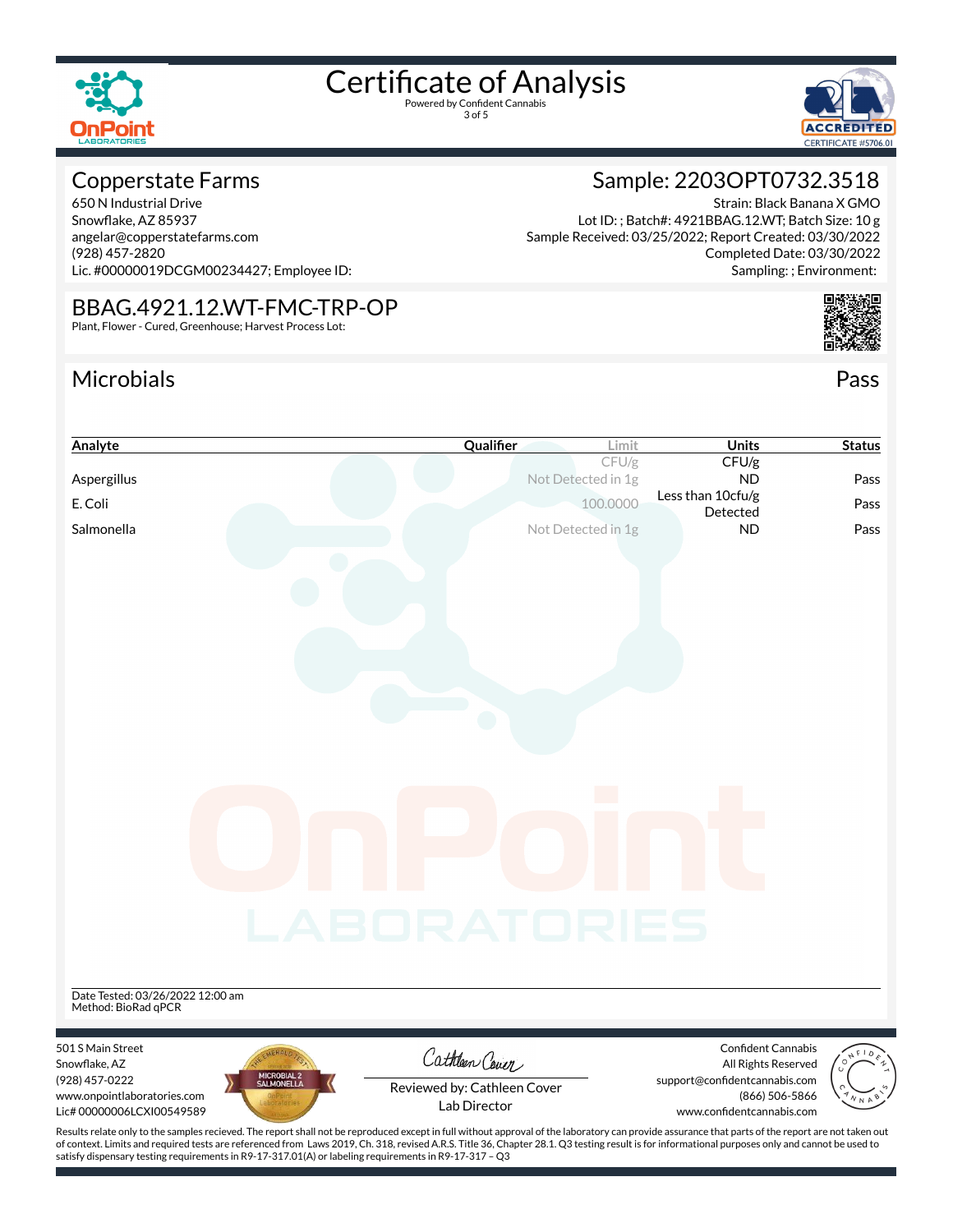# Certificate of Analysis

Powered by Confident Cannabis

ACCREDITED CERTIFICATE #5706.01

## Copperstate Farms

650 N Industrial Drive
Snowflake, AZ 85937
angelar@copperstatefarms.com
(928) 457-2820
Lic. #00000019DCGM00234427; Employee ID:

## Sample: 2203OPT0732.3518

Strain: Black Banana X GMO
Lot ID: ; Batch#: 4921BBAG.12.WT; Batch Size: 10 g
Sample Received: 03/25/2022; Report Created: 03/30/2022
Completed Date: 03/30/2022
Sampling: ; Environment:

## BBAG.4921.12.WT-FMC-TRP-OP

Plant, Flower - Cured, Greenhouse; Harvest Process Lot:

## Microbials

Pass

| Analyte | Qualifier | Limit | Units | Status |
|---|---|---|---|---|
| | | CFU/g | CFU/g | |
| Aspergillus | | Not Detected in 1g | ND | Pass |
| E. Coli | | 100.0000 | Less than 10cfu/g Detected | Pass |
| Salmonella | | Not Detected in 1g | ND | Pass |

Date Tested: 03/26/2022 12:00 am
Method: BioRad qPCR

501 S Main Street
Snowflake, AZ
(928) 457-0222
www.onpointlaboratories.com
Lic# 00000006LCXI00549589

Reviewed by: Cathleen Cover
Lab Director

Confident Cannabis
All Rights Reserved
support@confidentcannabis.com
(866) 506-5866
www.confidentcannabis.com

Results relate only to the samples recieved. The report shall not be reproduced except in full without approval of the laboratory can provide assurance that parts of the report are not taken out of context. Limits and required tests are referenced from Laws 2019, Ch. 318, revised A.R.S. Title 36, Chapter 28.1. Q3 testing result is for informational purposes only and cannot be used to satisfy dispensary testing requirements in R9-17-317.01(A) or labeling requirements in R9-17-317 – Q3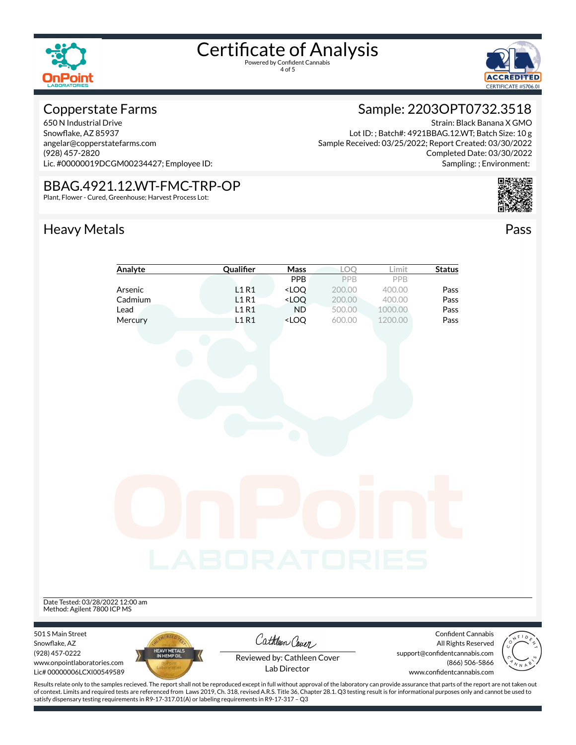# Certificate of Analysis

Powered by Confident Cannabis

## Copperstate Farms

650 N Industrial Drive
Snowflake, AZ 85937
angelar@copperstatefarms.com
(928) 457-2820
Lic. #00000019DCGM00234427; Employee ID:

## Sample: 2203OPT0732.3518

Strain: Black Banana X GMO
Lot ID: ; Batch#: 4921BBAG.12.WT; Batch Size: 10 g
Sample Received: 03/25/2022; Report Created: 03/30/2022
Completed Date: 03/30/2022
Sampling: ; Environment:

## BBAG.4921.12.WT-FMC-TRP-OP

Plant, Flower - Cured, Greenhouse; Harvest Process Lot:

## Heavy Metals

Pass

| Analyte | Qualifier | Mass | LOQ | Limit | Status |
|---|---|---|---|---|---|
| | | PPB | PPB | PPB | |
| Arsenic | L1 R1 | <LOQ | 200.00 | 400.00 | Pass |
| Cadmium | L1 R1 | <LOQ | 200.00 | 400.00 | Pass |
| Lead | L1 R1 | ND | 500.00 | 1000.00 | Pass |
| Mercury | L1 R1 | <LOQ | 600.00 | 1200.00 | Pass |

Date Tested: 03/28/2022 12:00 am
Method: Agilent 7800 ICP MS

501 S Main Street
Snowflake, AZ
(928) 457-0222
www.onpointlaboratories.com
Lic# 00000006LCXI00549589

Reviewed by: Cathleen Cover
Lab Director

Confident Cannabis
All Rights Reserved
support@confidentcannabis.com
(866) 506-5866
www.confidentcannabis.com

Results relate only to the samples recieved. The report shall not be reproduced except in full without approval of the laboratory can provide assurance that parts of the report are not taken out of context. Limits and required tests are referenced from Laws 2019, Ch. 318, revised A.R.S. Title 36, Chapter 28.1. Q3 testing result is for informational purposes only and cannot be used to satisfy dispensary testing requirements in R9-17-317.01(A) or labeling requirements in R9-17-317 – Q3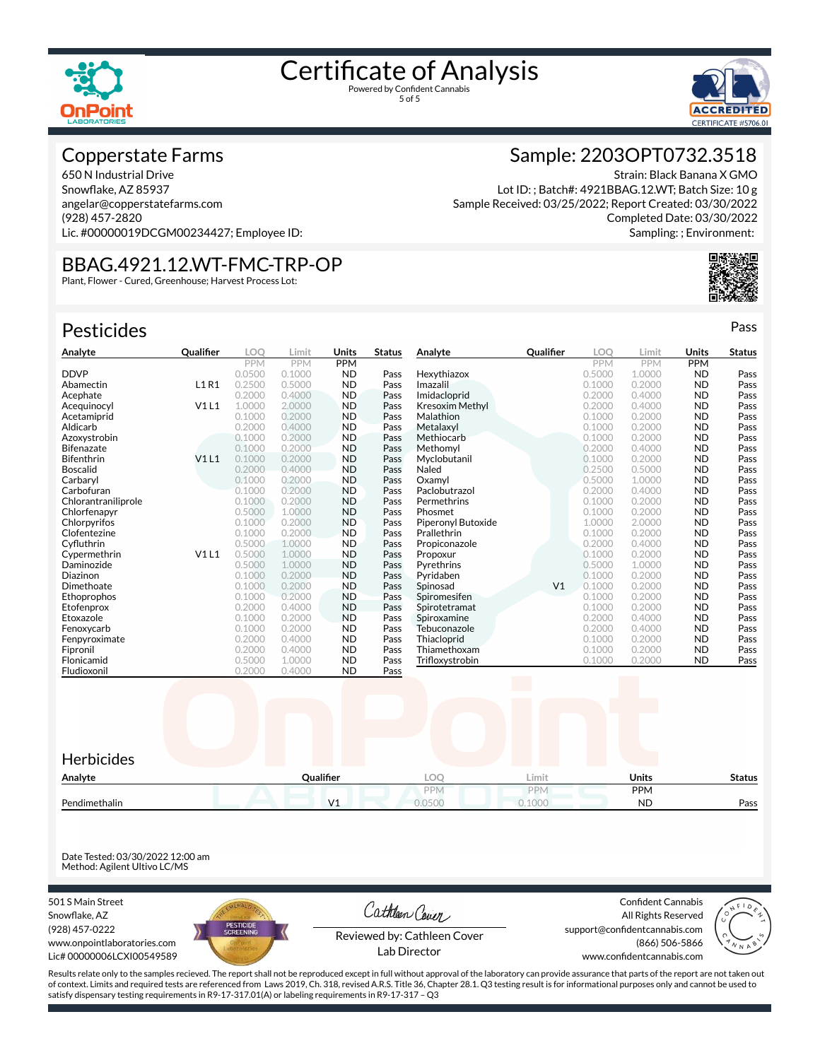# Certificate of Analysis

Powered by Confident Cannabis

## Copperstate Farms

650 N Industrial Drive
Snowflake, AZ 85937
angelar@copperstatefarms.com
(928) 457-2820
Lic. #00000019DCGM00234427; Employee ID:

## Sample: 2203OPT0732.3518

Strain: Black Banana X GMO
Lot ID: ; Batch#: 4921BBAG.12.WT; Batch Size: 10 g
Sample Received: 03/25/2022; Report Created: 03/30/2022
Completed Date: 03/30/2022
Sampling: ; Environment:

## BBAG.4921.12.WT-FMC-TRP-OP

Plant, Flower - Cured, Greenhouse; Harvest Process Lot:

## Pesticides

Pass

| Analyte | Qualifier | LOQ | Limit | Units | Status |
|---|---|---|---|---|---|
| | | PPM | PPM | PPM | |
| DDVP | | 0.0500 | 0.1000 | ND | Pass |
| Abamectin | L1 R1 | 0.2500 | 0.5000 | ND | Pass |
| Acephate | | 0.2000 | 0.4000 | ND | Pass |
| Acequinocyl | V1 L1 | 1.0000 | 2.0000 | ND | Pass |
| Acetamiprid | | 0.1000 | 0.2000 | ND | Pass |
| Aldicarb | | 0.2000 | 0.4000 | ND | Pass |
| Azoxystrobin | | 0.1000 | 0.2000 | ND | Pass |
| Bifenazate | | 0.1000 | 0.2000 | ND | Pass |
| Bifenthrin | V1 L1 | 0.1000 | 0.2000 | ND | Pass |
| Boscalid | | 0.2000 | 0.4000 | ND | Pass |
| Carbaryl | | 0.1000 | 0.2000 | ND | Pass |
| Carbofuran | | 0.1000 | 0.2000 | ND | Pass |
| Chlorantraniliprole | | 0.1000 | 0.2000 | ND | Pass |
| Chlorfenapyr | | 0.5000 | 1.0000 | ND | Pass |
| Chlorpyrifos | | 0.1000 | 0.2000 | ND | Pass |
| Clofentezine | | 0.1000 | 0.2000 | ND | Pass |
| Cyfluthrin | | 0.5000 | 1.0000 | ND | Pass |
| Cypermethrin | V1 L1 | 0.5000 | 1.0000 | ND | Pass |
| Daminozide | | 0.5000 | 1.0000 | ND | Pass |
| Diazinon | | 0.1000 | 0.2000 | ND | Pass |
| Dimethoate | | 0.1000 | 0.2000 | ND | Pass |
| Ethoprophos | | 0.1000 | 0.2000 | ND | Pass |
| Etofenprox | | 0.2000 | 0.4000 | ND | Pass |
| Etoxazole | | 0.1000 | 0.2000 | ND | Pass |
| Fenoxycarb | | 0.1000 | 0.2000 | ND | Pass |
| Fenpyroximate | | 0.2000 | 0.4000 | ND | Pass |
| Fipronil | | 0.2000 | 0.4000 | ND | Pass |
| Flonicamid | | 0.5000 | 1.0000 | ND | Pass |
| Fludioxonil | | 0.2000 | 0.4000 | ND | Pass |
| Hexythiazox | | 0.5000 | 1.0000 | ND | Pass |
| Imazalil | | 0.1000 | 0.2000 | ND | Pass |
| Imidacloprid | | 0.2000 | 0.4000 | ND | Pass |
| Kresoxim Methyl | | 0.2000 | 0.4000 | ND | Pass |
| Malathion | | 0.1000 | 0.2000 | ND | Pass |
| Metalaxyl | | 0.1000 | 0.2000 | ND | Pass |
| Methiocarb | | 0.1000 | 0.2000 | ND | Pass |
| Methomyl | | 0.2000 | 0.4000 | ND | Pass |
| Myclobutanil | | 0.1000 | 0.2000 | ND | Pass |
| Naled | | 0.2500 | 0.5000 | ND | Pass |
| Oxamyl | | 0.5000 | 1.0000 | ND | Pass |
| Paclobutrazol | | 0.2000 | 0.4000 | ND | Pass |
| Permethrins | | 0.1000 | 0.2000 | ND | Pass |
| Phosmet | | 0.1000 | 0.2000 | ND | Pass |
| Piperonyl Butoxide | | 1.0000 | 2.0000 | ND | Pass |
| Prallethrin | | 0.1000 | 0.2000 | ND | Pass |
| Propiconazole | | 0.2000 | 0.4000 | ND | Pass |
| Propoxur | | 0.1000 | 0.2000 | ND | Pass |
| Pyrethrins | | 0.5000 | 1.0000 | ND | Pass |
| Pyridaben | | 0.1000 | 0.2000 | ND | Pass |
| Spinosad | V1 | 0.1000 | 0.2000 | ND | Pass |
| Spiromesifen | | 0.1000 | 0.2000 | ND | Pass |
| Spirotetramat | | 0.1000 | 0.2000 | ND | Pass |
| Spiroxamine | | 0.2000 | 0.4000 | ND | Pass |
| Tebuconazole | | 0.2000 | 0.4000 | ND | Pass |
| Thiacloprid | | 0.1000 | 0.2000 | ND | Pass |
| Thiamethoxam | | 0.1000 | 0.2000 | ND | Pass |
| Trifloxystrobin | | 0.1000 | 0.2000 | ND | Pass |

## Herbicides

| Analyte | Qualifier | LOQ | Limit | Units | Status |
|---|---|---|---|---|---|
| | | PPM | PPM | PPM | |
| Pendimethalin | V1 | 0.0500 | 0.1000 | ND | Pass |

Date Tested: 03/30/2022 12:00 am
Method: Agilent Ultivo LC/MS

501 S Main Street
Snowflake, AZ
(928) 457-0222
www.onpointlaboratories.com
Lic# 00000006LCXI00549589

Reviewed by: Cathleen Cover
Lab Director

Confident Cannabis
All Rights Reserved
support@confidentcannabis.com
(866) 506-5866
www.confidentcannabis.com

Results relate only to the samples recieved. The report shall not be reproduced except in full without approval of the laboratory can provide assurance that parts of the report are not taken out of context. Limits and required tests are referenced from Laws 2019, Ch. 318, revised A.R.S. Title 36, Chapter 28.1. Q3 testing result is for informational purposes only and cannot be used to satisfy dispensary testing requirements in R9-17-317.01(A) or labeling requirements in R9-17-317 – Q3